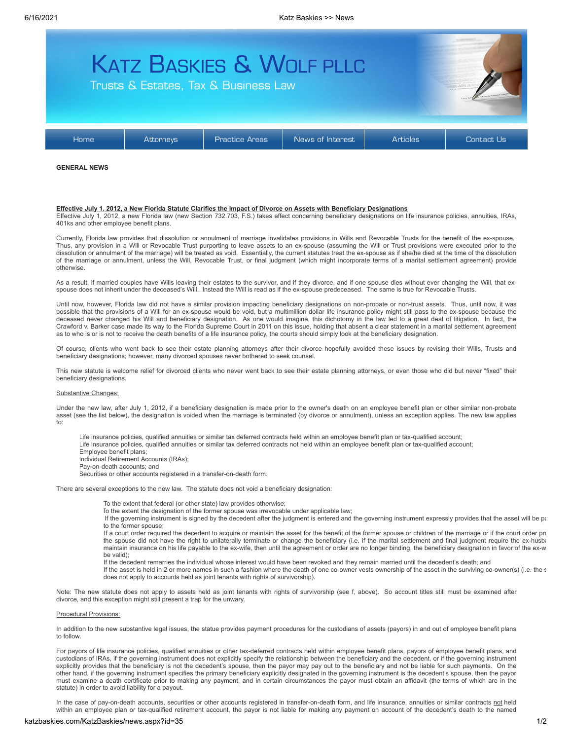# Katz Baskies & Wolf PLLC

Trusts & Estates, Tax & Business Law

Home | Attorneys | Practice Areas | News of Interest | Articles | Contact Us

**GENERAL NEWS**

**Effective July 1, 2012, a New Florida Statute Clarifies the Impact of Divorce on Assets with Beneficiary Designations**

Effective July 1, 2012, a new Florida law (new Section 732.703, F.S.) takes effect concerning beneficiary designations on life insurance policies, annuities, IRAs, 401ks and other employee benefit plans.

Currently, Florida law provides that dissolution or annulment of marriage invalidates provisions in Wills and Revocable Trusts for the benefit of the ex-spouse. Thus, any provision in a Will or Revocable Trust purporting to leave assets to an ex-spouse (assuming the Will or Trust provisions were executed prior to the dissolution or annulment of the marriage) will be treated as void. Essentially, the current statutes treat the ex-spouse as if she/he died at the time of the dissolution of the marriage or annulment, unless the Will, Revocable Trust, or final judgment (which might incorporate terms of a marital settlement agreement) provide otherwise.

As a result, if married couples have Wills leaving their estates to the survivor, and if they divorce, and if one spouse dies without ever changing the Will, that ex-spouse does not inherit under the deceased's Will. Instead the Will is read as if the ex-spouse predeceased. The same is true for Revocable Trusts.

Until now, however, Florida law did not have a similar provision impacting beneficiary designations on non-probate or non-trust assets. Thus, until now, it was possible that the provisions of a Will for an ex-spouse would be void, but a multimillion dollar life insurance policy might still pass to the ex-spouse because the deceased never changed his Will and beneficiary designation. As one would imagine, this dichotomy in the law led to a great deal of litigation. In fact, the Crawford v. Barker case made its way to the Florida Supreme Court in 2011 on this issue, holding that absent a clear statement in a marital settlement agreement as to who is or is not to receive the death benefits of a life insurance policy, the courts should simply look at the beneficiary designation.

Of course, clients who went back to see their estate planning attorneys after their divorce hopefully avoided these issues by revising their Wills, Trusts and beneficiary designations; however, many divorced spouses never bothered to seek counsel.

This new statute is welcome relief for divorced clients who never went back to see their estate planning attorneys, or even those who did but never "fixed" their beneficiary designations.

Substantive Changes:

Under the new law, after July 1, 2012, if a beneficiary designation is made prior to the owner's death on an employee benefit plan or other similar non-probate asset (see the list below), the designation is voided when the marriage is terminated (by divorce or annulment), unless an exception applies. The new law applies to:

- Life insurance policies, qualified annuities or similar tax deferred contracts held within an employee benefit plan or tax-qualified account;
- Life insurance policies, qualified annuities or similar tax deferred contracts not held within an employee benefit plan or tax-qualified account;
- Employee benefit plans;
- Individual Retirement Accounts (IRAs);
- Pay-on-death accounts; and
- Securities or other accounts registered in a transfer-on-death form.

There are several exceptions to the new law. The statute does not void a beneficiary designation:

- To the extent that federal (or other state) law provides otherwise;
- To the extent the designation of the former spouse was irrevocable under applicable law;
- If the governing instrument is signed by the decedent after the judgment is entered and the governing instrument expressly provides that the asset will be pa to the former spouse;
- If a court order required the decedent to acquire or maintain the asset for the benefit of the former spouse or children of the marriage or if the court order pr the spouse did not have the right to unilaterally terminate or change the beneficiary (i.e. if the marital settlement and final judgment require the ex-husba maintain insurance on his life payable to the ex-wife, then until the agreement or order are no longer binding, the beneficiary designation in favor of the ex-w be valid);
- If the decedent remarries the individual whose interest would have been revoked and they remain married until the decedent's death; and
- If the asset is held in 2 or more names in such a fashion where the death of one co-owner vests ownership of the asset in the surviving co-owner(s) (i.e. the s does not apply to accounts held as joint tenants with rights of survivorship).

Note: The new statute does not apply to assets held as joint tenants with rights of survivorship (see f, above). So account titles still must be examined after divorce, and this exception might still present a trap for the unwary.

Procedural Provisions:

In addition to the new substantive legal issues, the statue provides payment procedures for the custodians of assets (payors) in and out of employee benefit plans to follow.

For payors of life insurance policies, qualified annuities or other tax-deferred contracts held within employee benefit plans, payors of employee benefit plans, and custodians of IRAs, if the governing instrument does not explicitly specify the relationship between the beneficiary and the decedent, or if the governing instrument explicitly provides that the beneficiary is not the decedent's spouse, then the payor may pay out to the beneficiary and not be liable for such payments. On the other hand, if the governing instrument specifies the primary beneficiary explicitly designated in the governing instrument is the decedent's spouse, then the payor must examine a death certificate prior to making any payment, and in certain circumstances the payor must obtain an affidavit (the terms of which are in the statute) in order to avoid liability for a payout.

In the case of pay-on-death accounts, securities or other accounts registered in transfer-on-death form, and life insurance, annuities or similar contracts not held within an employee plan or tax-qualified retirement account, the payor is not liable for making any payment on account of the decedent's death to the named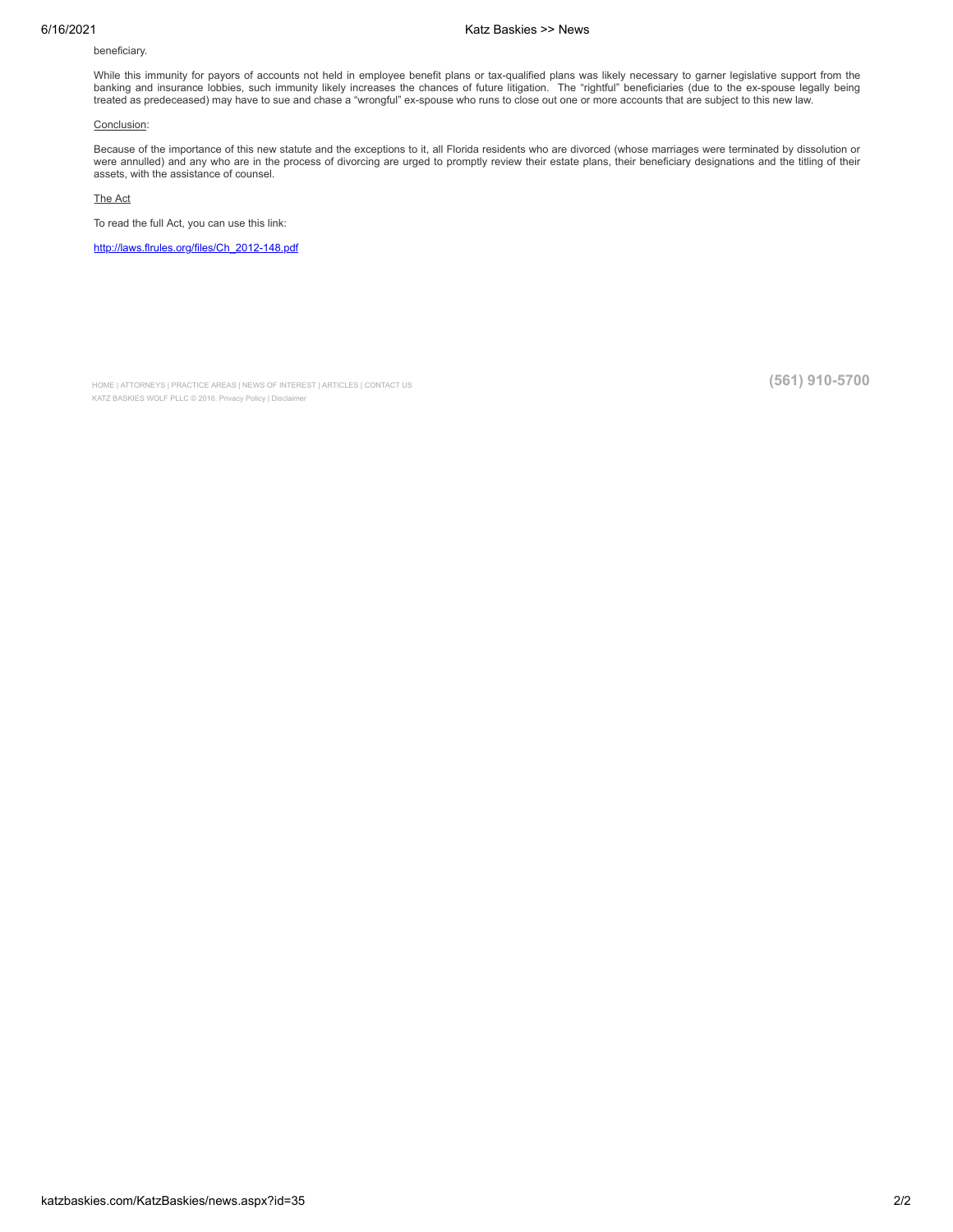beneficiary.

While this immunity for payors of accounts not held in employee benefit plans or tax-qualified plans was likely necessary to garner legislative support from the banking and insurance lobbies, such immunity likely increases the chances of future litigation. The "rightful" beneficiaries (due to the ex-spouse legally being treated as predeceased) may have to sue and chase a "wrongful" ex-spouse who runs to close out one or more accounts that are subject to this new law.

Conclusion:

Because of the importance of this new statute and the exceptions to it, all Florida residents who are divorced (whose marriages were terminated by dissolution or were annulled) and any who are in the process of divorcing are urged to promptly review their estate plans, their beneficiary designations and the titling of their assets, with the assistance of counsel.

The Act

To read the full Act, you can use this link:

http://laws.flrules.org/files/Ch_2012-148.pdf

HOME | ATTORNEYS | PRACTICE AREAS | NEWS OF INTEREST | ARTICLES | CONTACT US

KATZ BASKIES WOLF PLLC © 2016. Privacy Policy | Disclaimer

(561) 910-5700